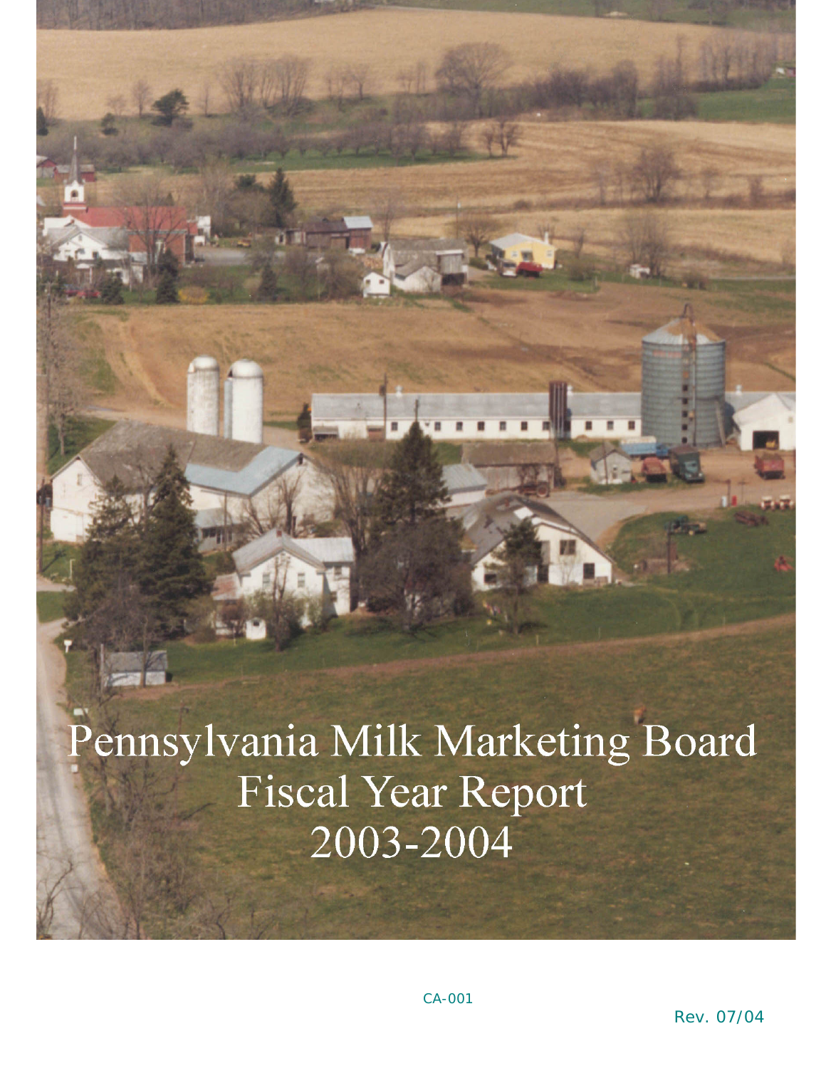# Pennsylvania Milk Marketing Board Fiscal Year Report 2003-2004

CA-001

Rev. 07/04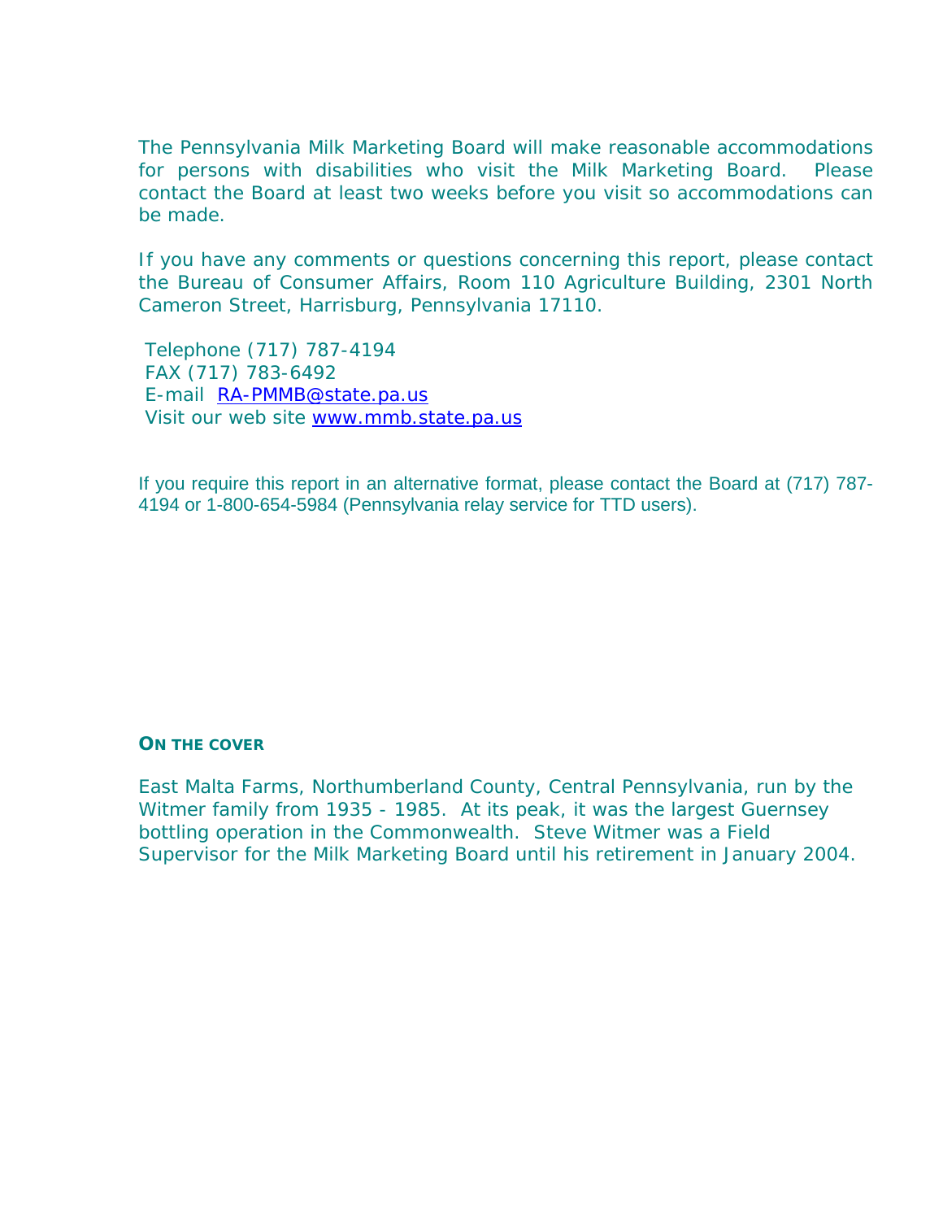The Pennsylvania Milk Marketing Board will make reasonable accommodations for persons with disabilities who visit the Milk Marketing Board. Please contact the Board at least two weeks before you visit so accommodations can be made.

If you have any comments or questions concerning this report, please contact the Bureau of Consumer Affairs, Room 110 Agriculture Building, 2301 North Cameron Street, Harrisburg, Pennsylvania 17110.

Telephone (717) 787-4194
FAX (717) 783-6492
E-mail RA-PMMB@state.pa.us
Visit our web site www.mmb.state.pa.us

If you require this report in an alternative format, please contact the Board at (717) 787-4194 or 1-800-654-5984 (Pennsylvania relay service for TTD users).

**ON THE COVER**

East Malta Farms, Northumberland County, Central Pennsylvania, run by the Witmer family from 1935 - 1985. At its peak, it was the largest Guernsey bottling operation in the Commonwealth. Steve Witmer was a Field Supervisor for the Milk Marketing Board until his retirement in January 2004.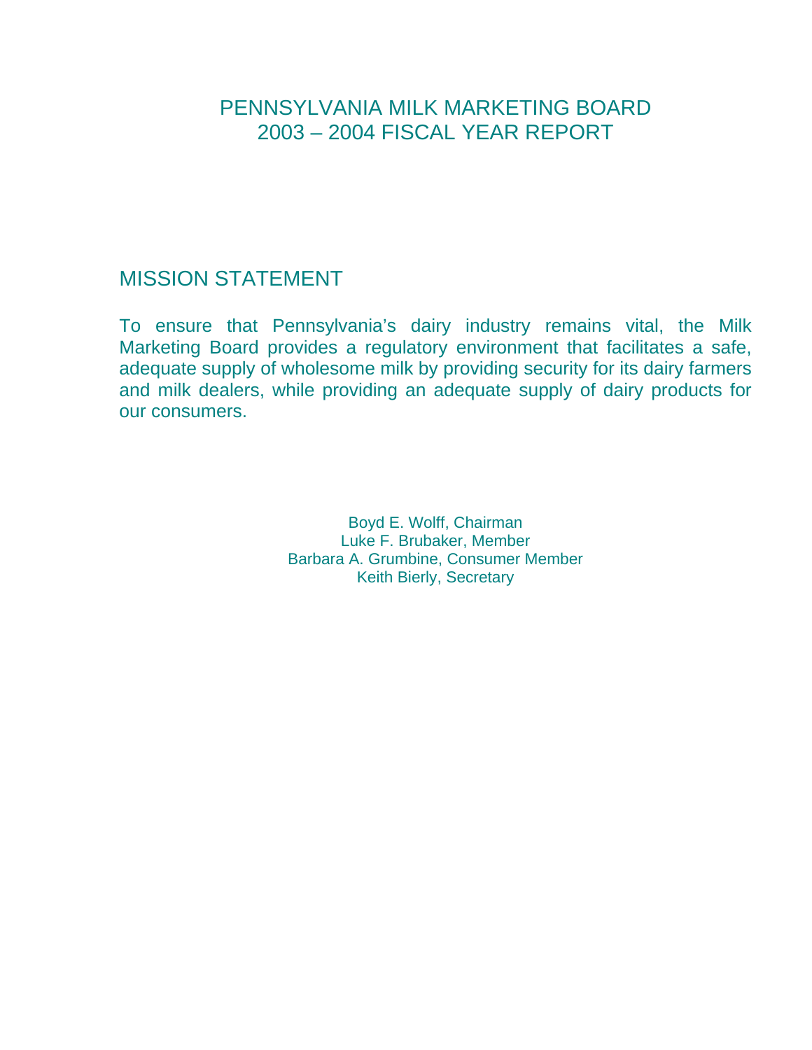# PENNSYLVANIA MILK MARKETING BOARD
# 2003 – 2004 FISCAL YEAR REPORT

## MISSION STATEMENT

To ensure that Pennsylvania's dairy industry remains vital, the Milk Marketing Board provides a regulatory environment that facilitates a safe, adequate supply of wholesome milk by providing security for its dairy farmers and milk dealers, while providing an adequate supply of dairy products for our consumers.

Boyd E. Wolff, Chairman
Luke F. Brubaker, Member
Barbara A. Grumbine, Consumer Member
Keith Bierly, Secretary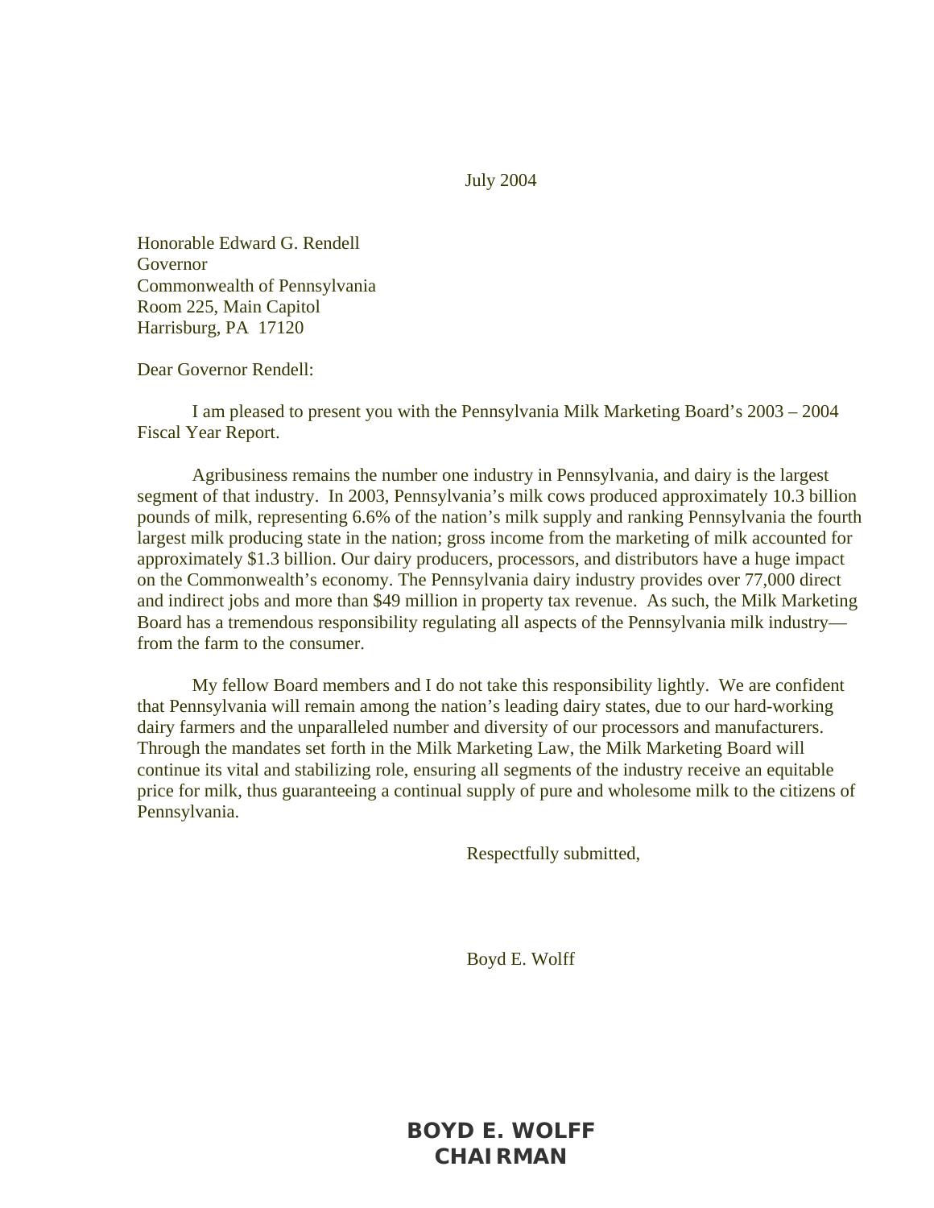July 2004

Honorable Edward G. Rendell
Governor
Commonwealth of Pennsylvania
Room 225, Main Capitol
Harrisburg, PA 17120

Dear Governor Rendell:

I am pleased to present you with the Pennsylvania Milk Marketing Board's 2003 – 2004 Fiscal Year Report.

Agribusiness remains the number one industry in Pennsylvania, and dairy is the largest segment of that industry. In 2003, Pennsylvania's milk cows produced approximately 10.3 billion pounds of milk, representing 6.6% of the nation's milk supply and ranking Pennsylvania the fourth largest milk producing state in the nation; gross income from the marketing of milk accounted for approximately $1.3 billion. Our dairy producers, processors, and distributors have a huge impact on the Commonwealth's economy. The Pennsylvania dairy industry provides over 77,000 direct and indirect jobs and more than $49 million in property tax revenue. As such, the Milk Marketing Board has a tremendous responsibility regulating all aspects of the Pennsylvania milk industry—from the farm to the consumer.

My fellow Board members and I do not take this responsibility lightly. We are confident that Pennsylvania will remain among the nation's leading dairy states, due to our hard-working dairy farmers and the unparalleled number and diversity of our processors and manufacturers. Through the mandates set forth in the Milk Marketing Law, the Milk Marketing Board will continue its vital and stabilizing role, ensuring all segments of the industry receive an equitable price for milk, thus guaranteeing a continual supply of pure and wholesome milk to the citizens of Pennsylvania.

Respectfully submitted,

Boyd E. Wolff

**BOYD E. WOLFF**
**CHAIRMAN**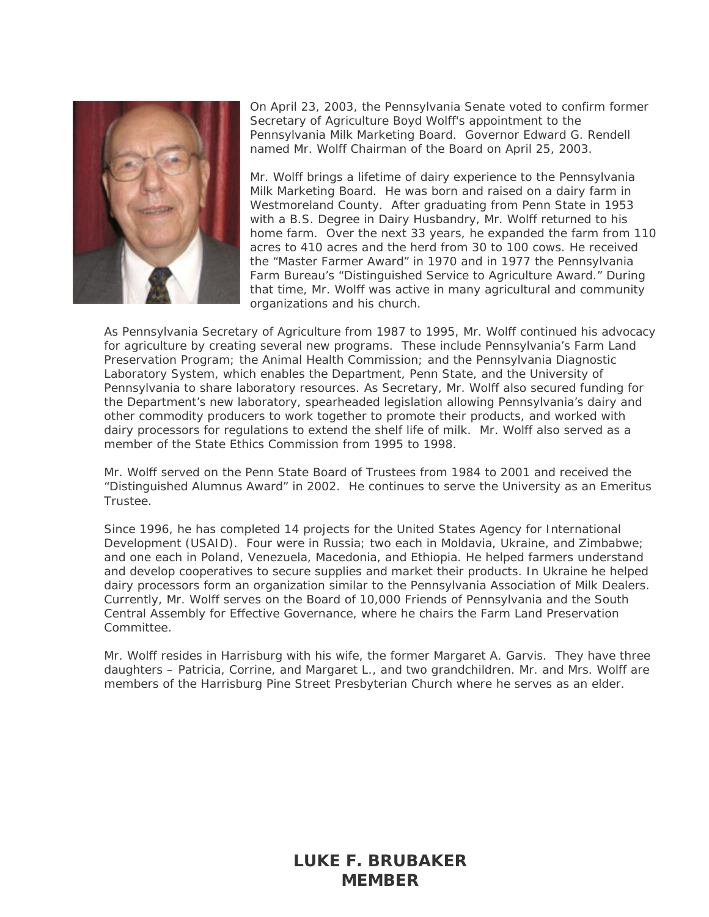On April 23, 2003, the Pennsylvania Senate voted to confirm former Secretary of Agriculture Boyd Wolff's appointment to the Pennsylvania Milk Marketing Board. Governor Edward G. Rendell named Mr. Wolff Chairman of the Board on April 25, 2003.

Mr. Wolff brings a lifetime of dairy experience to the Pennsylvania Milk Marketing Board. He was born and raised on a dairy farm in Westmoreland County. After graduating from Penn State in 1953 with a B.S. Degree in Dairy Husbandry, Mr. Wolff returned to his home farm. Over the next 33 years, he expanded the farm from 110 acres to 410 acres and the herd from 30 to 100 cows. He received the "Master Farmer Award" in 1970 and in 1977 the Pennsylvania Farm Bureau's "Distinguished Service to Agriculture Award." During that time, Mr. Wolff was active in many agricultural and community organizations and his church.

As Pennsylvania Secretary of Agriculture from 1987 to 1995, Mr. Wolff continued his advocacy for agriculture by creating several new programs. These include Pennsylvania's Farm Land Preservation Program; the Animal Health Commission; and the Pennsylvania Diagnostic Laboratory System, which enables the Department, Penn State, and the University of Pennsylvania to share laboratory resources. As Secretary, Mr. Wolff also secured funding for the Department's new laboratory, spearheaded legislation allowing Pennsylvania's dairy and other commodity producers to work together to promote their products, and worked with dairy processors for regulations to extend the shelf life of milk. Mr. Wolff also served as a member of the State Ethics Commission from 1995 to 1998.

Mr. Wolff served on the Penn State Board of Trustees from 1984 to 2001 and received the "Distinguished Alumnus Award" in 2002. He continues to serve the University as an Emeritus Trustee.

Since 1996, he has completed 14 projects for the United States Agency for International Development (USAID). Four were in Russia; two each in Moldavia, Ukraine, and Zimbabwe; and one each in Poland, Venezuela, Macedonia, and Ethiopia. He helped farmers understand and develop cooperatives to secure supplies and market their products. In Ukraine he helped dairy processors form an organization similar to the Pennsylvania Association of Milk Dealers. Currently, Mr. Wolff serves on the Board of 10,000 Friends of Pennsylvania and the South Central Assembly for Effective Governance, where he chairs the Farm Land Preservation Committee.

Mr. Wolff resides in Harrisburg with his wife, the former Margaret A. Garvis. They have three daughters – Patricia, Corrine, and Margaret L., and two grandchildren. Mr. and Mrs. Wolff are members of the Harrisburg Pine Street Presbyterian Church where he serves as an elder.

## LUKE F. BRUBAKER
## MEMBER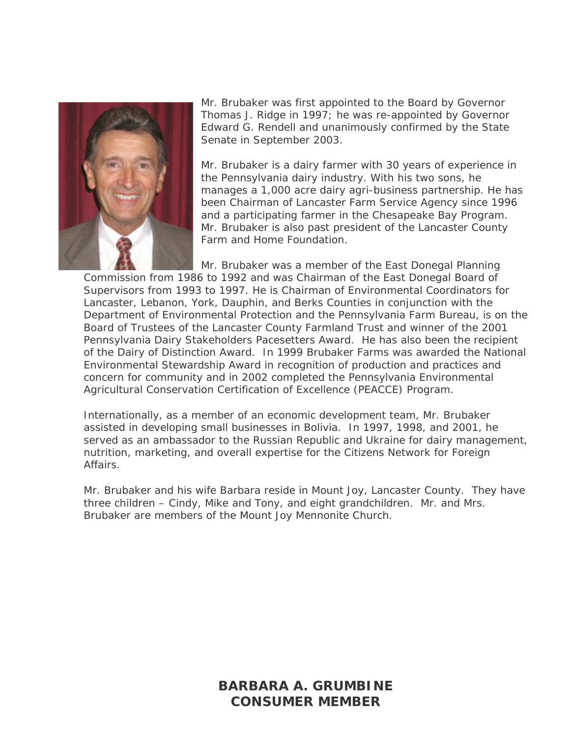Mr. Brubaker was first appointed to the Board by Governor Thomas J. Ridge in 1997; he was re-appointed by Governor Edward G. Rendell and unanimously confirmed by the State Senate in September 2003.

Mr. Brubaker is a dairy farmer with 30 years of experience in the Pennsylvania dairy industry. With his two sons, he manages a 1,000 acre dairy agri-business partnership. He has been Chairman of Lancaster Farm Service Agency since 1996 and a participating farmer in the Chesapeake Bay Program. Mr. Brubaker is also past president of the Lancaster County Farm and Home Foundation.

Mr. Brubaker was a member of the East Donegal Planning Commission from 1986 to 1992 and was Chairman of the East Donegal Board of Supervisors from 1993 to 1997. He is Chairman of Environmental Coordinators for Lancaster, Lebanon, York, Dauphin, and Berks Counties in conjunction with the Department of Environmental Protection and the Pennsylvania Farm Bureau, is on the Board of Trustees of the Lancaster County Farmland Trust and winner of the 2001 Pennsylvania Dairy Stakeholders Pacesetters Award. He has also been the recipient of the Dairy of Distinction Award. In 1999 Brubaker Farms was awarded the National Environmental Stewardship Award in recognition of production and practices and concern for community and in 2002 completed the Pennsylvania Environmental Agricultural Conservation Certification of Excellence (PEACCE) Program.

Internationally, as a member of an economic development team, Mr. Brubaker assisted in developing small businesses in Bolivia. In 1997, 1998, and 2001, he served as an ambassador to the Russian Republic and Ukraine for dairy management, nutrition, marketing, and overall expertise for the Citizens Network for Foreign Affairs.

Mr. Brubaker and his wife Barbara reside in Mount Joy, Lancaster County. They have three children – Cindy, Mike and Tony, and eight grandchildren. Mr. and Mrs. Brubaker are members of the Mount Joy Mennonite Church.

## BARBARA A. GRUMBINE
## CONSUMER MEMBER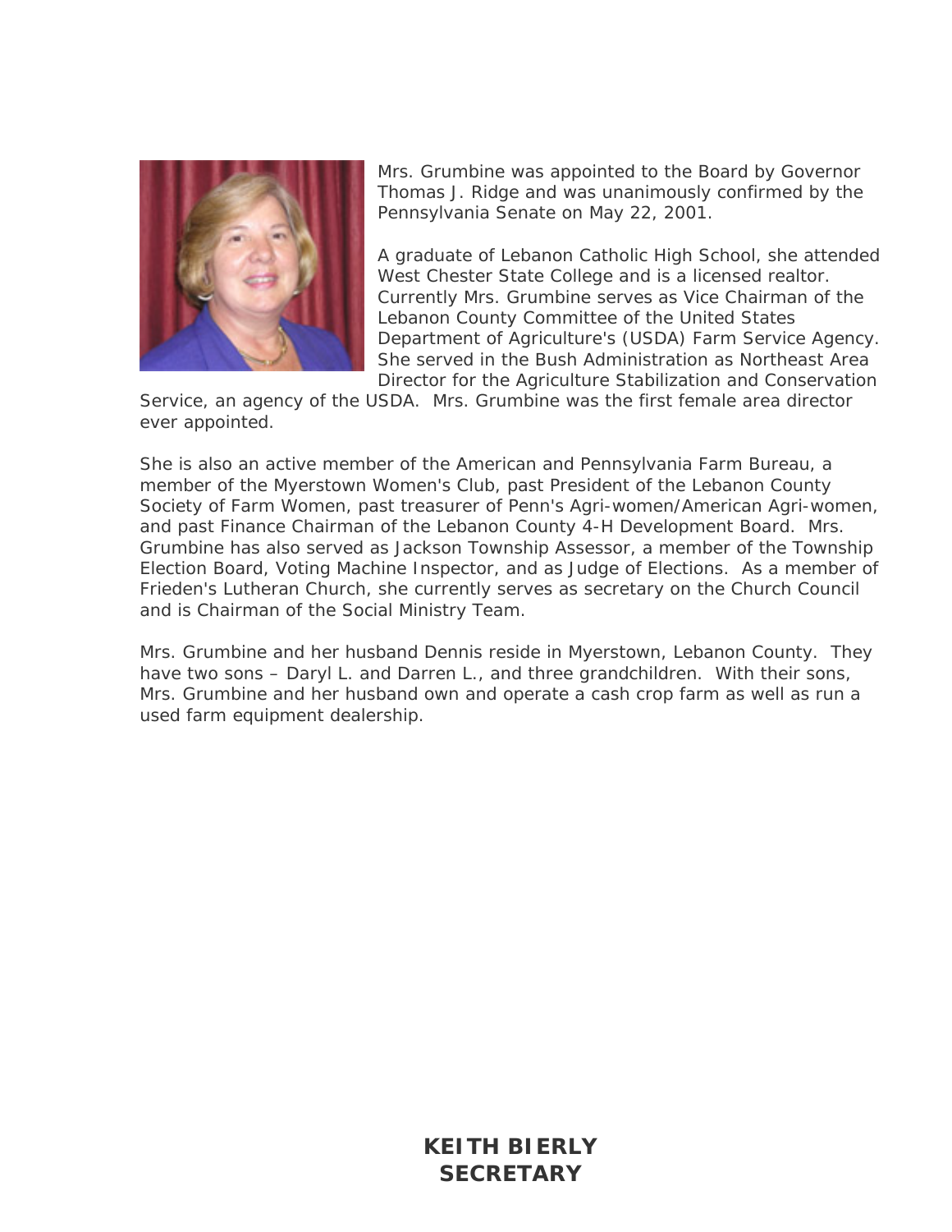Mrs. Grumbine was appointed to the Board by Governor Thomas J. Ridge and was unanimously confirmed by the Pennsylvania Senate on May 22, 2001.

A graduate of Lebanon Catholic High School, she attended West Chester State College and is a licensed realtor. Currently Mrs. Grumbine serves as Vice Chairman of the Lebanon County Committee of the United States Department of Agriculture's (USDA) Farm Service Agency. She served in the Bush Administration as Northeast Area Director for the Agriculture Stabilization and Conservation Service, an agency of the USDA. Mrs. Grumbine was the first female area director ever appointed.

She is also an active member of the American and Pennsylvania Farm Bureau, a member of the Myerstown Women's Club, past President of the Lebanon County Society of Farm Women, past treasurer of Penn's Agri-women/American Agri-women, and past Finance Chairman of the Lebanon County 4-H Development Board. Mrs. Grumbine has also served as Jackson Township Assessor, a member of the Township Election Board, Voting Machine Inspector, and as Judge of Elections. As a member of Frieden's Lutheran Church, she currently serves as secretary on the Church Council and is Chairman of the Social Ministry Team.

Mrs. Grumbine and her husband Dennis reside in Myerstown, Lebanon County. They have two sons – Daryl L. and Darren L., and three grandchildren. With their sons, Mrs. Grumbine and her husband own and operate a cash crop farm as well as run a used farm equipment dealership.

## KEITH BIERLY
## SECRETARY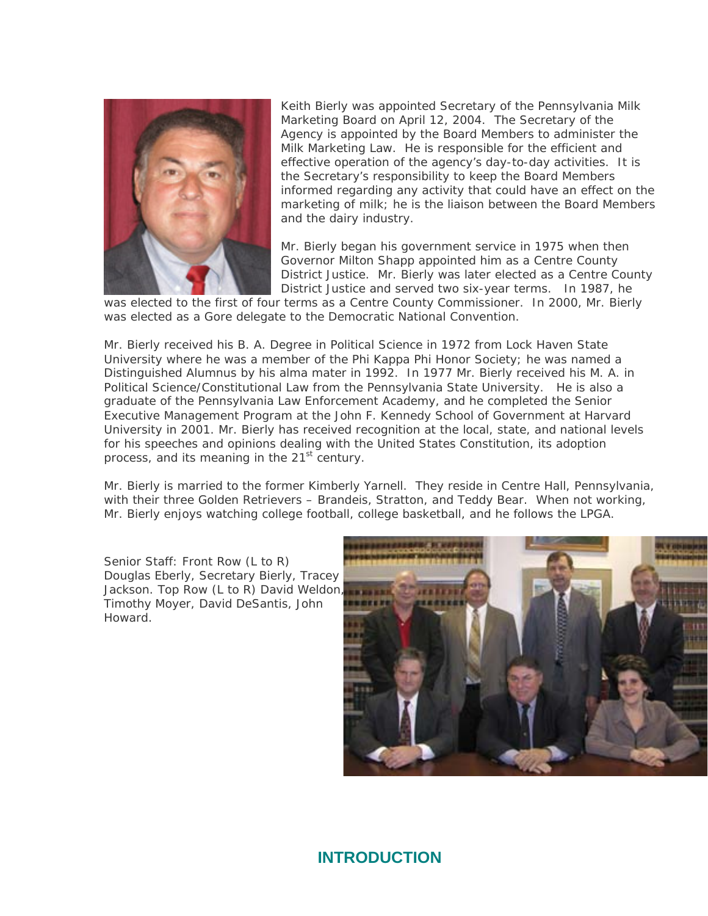Keith Bierly was appointed Secretary of the Pennsylvania Milk Marketing Board on April 12, 2004. The Secretary of the Agency is appointed by the Board Members to administer the Milk Marketing Law. He is responsible for the efficient and effective operation of the agency's day-to-day activities. It is the Secretary's responsibility to keep the Board Members informed regarding any activity that could have an effect on the marketing of milk; he is the liaison between the Board Members and the dairy industry.

Mr. Bierly began his government service in 1975 when then Governor Milton Shapp appointed him as a Centre County District Justice. Mr. Bierly was later elected as a Centre County District Justice and served two six-year terms. In 1987, he was elected to the first of four terms as a Centre County Commissioner. In 2000, Mr. Bierly was elected as a Gore delegate to the Democratic National Convention.

Mr. Bierly received his B. A. Degree in Political Science in 1972 from Lock Haven State University where he was a member of the Phi Kappa Phi Honor Society; he was named a Distinguished Alumnus by his alma mater in 1992. In 1977 Mr. Bierly received his M. A. in Political Science/Constitutional Law from the Pennsylvania State University. He is also a graduate of the Pennsylvania Law Enforcement Academy, and he completed the Senior Executive Management Program at the John F. Kennedy School of Government at Harvard University in 2001. Mr. Bierly has received recognition at the local, state, and national levels for his speeches and opinions dealing with the United States Constitution, its adoption process, and its meaning in the 21st century.

Mr. Bierly is married to the former Kimberly Yarnell. They reside in Centre Hall, Pennsylvania, with their three Golden Retrievers – Brandeis, Stratton, and Teddy Bear. When not working, Mr. Bierly enjoys watching college football, college basketball, and he follows the LPGA.

Senior Staff: Front Row (L to R) Douglas Eberly, Secretary Bierly, Tracey Jackson. Top Row (L to R) David Weldon, Timothy Moyer, David DeSantis, John Howard.

## INTRODUCTION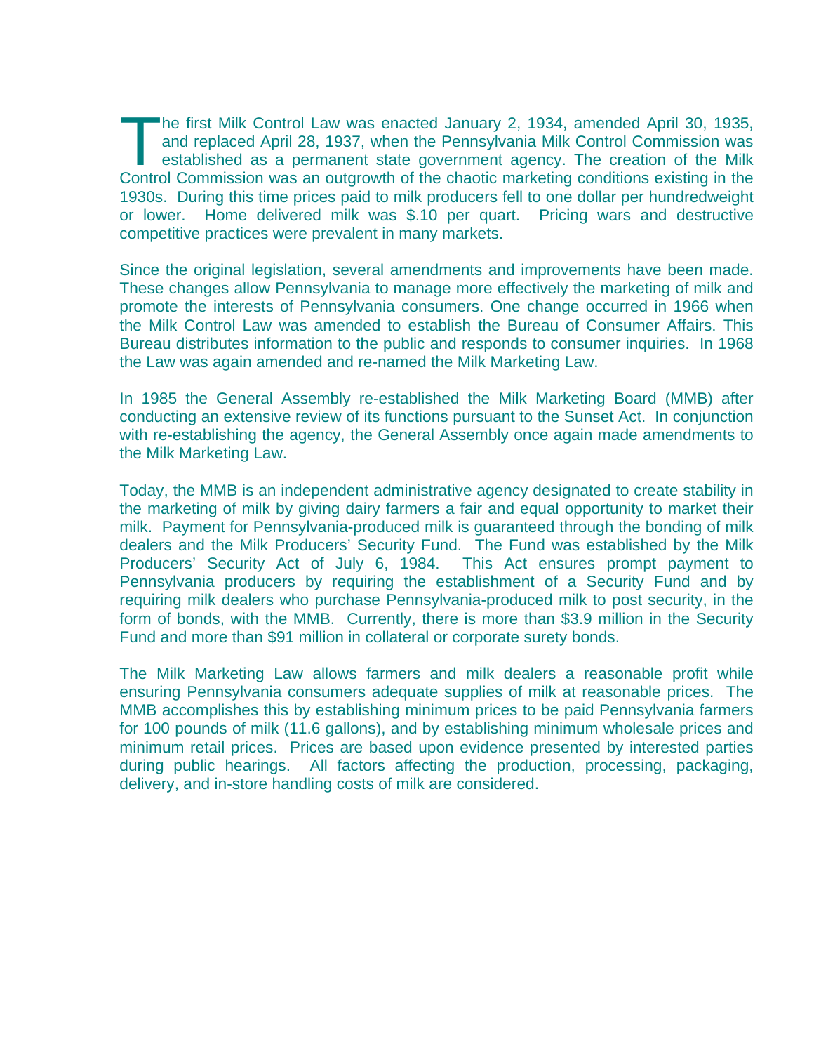The first Milk Control Law was enacted January 2, 1934, amended April 30, 1935, and replaced April 28, 1937, when the Pennsylvania Milk Control Commission was established as a permanent state government agency. The creation of the Milk Control Commission was an outgrowth of the chaotic marketing conditions existing in the 1930s. During this time prices paid to milk producers fell to one dollar per hundredweight or lower. Home delivered milk was $.10 per quart. Pricing wars and destructive competitive practices were prevalent in many markets.

Since the original legislation, several amendments and improvements have been made. These changes allow Pennsylvania to manage more effectively the marketing of milk and promote the interests of Pennsylvania consumers. One change occurred in 1966 when the Milk Control Law was amended to establish the Bureau of Consumer Affairs. This Bureau distributes information to the public and responds to consumer inquiries. In 1968 the Law was again amended and re-named the Milk Marketing Law.

In 1985 the General Assembly re-established the Milk Marketing Board (MMB) after conducting an extensive review of its functions pursuant to the Sunset Act. In conjunction with re-establishing the agency, the General Assembly once again made amendments to the Milk Marketing Law.

Today, the MMB is an independent administrative agency designated to create stability in the marketing of milk by giving dairy farmers a fair and equal opportunity to market their milk. Payment for Pennsylvania-produced milk is guaranteed through the bonding of milk dealers and the Milk Producers' Security Fund. The Fund was established by the Milk Producers' Security Act of July 6, 1984. This Act ensures prompt payment to Pennsylvania producers by requiring the establishment of a Security Fund and by requiring milk dealers who purchase Pennsylvania-produced milk to post security, in the form of bonds, with the MMB. Currently, there is more than $3.9 million in the Security Fund and more than $91 million in collateral or corporate surety bonds.

The Milk Marketing Law allows farmers and milk dealers a reasonable profit while ensuring Pennsylvania consumers adequate supplies of milk at reasonable prices. The MMB accomplishes this by establishing minimum prices to be paid Pennsylvania farmers for 100 pounds of milk (11.6 gallons), and by establishing minimum wholesale prices and minimum retail prices. Prices are based upon evidence presented by interested parties during public hearings. All factors affecting the production, processing, packaging, delivery, and in-store handling costs of milk are considered.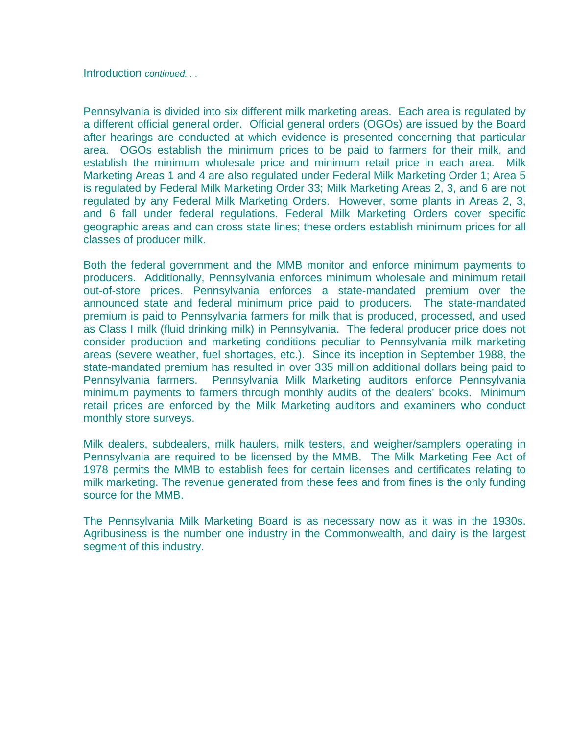Introduction *continued. . .*

Pennsylvania is divided into six different milk marketing areas. Each area is regulated by a different official general order. Official general orders (OGOs) are issued by the Board after hearings are conducted at which evidence is presented concerning that particular area. OGOs establish the minimum prices to be paid to farmers for their milk, and establish the minimum wholesale price and minimum retail price in each area. Milk Marketing Areas 1 and 4 are also regulated under Federal Milk Marketing Order 1; Area 5 is regulated by Federal Milk Marketing Order 33; Milk Marketing Areas 2, 3, and 6 are not regulated by any Federal Milk Marketing Orders. However, some plants in Areas 2, 3, and 6 fall under federal regulations. Federal Milk Marketing Orders cover specific geographic areas and can cross state lines; these orders establish minimum prices for all classes of producer milk.

Both the federal government and the MMB monitor and enforce minimum payments to producers. Additionally, Pennsylvania enforces minimum wholesale and minimum retail out-of-store prices. Pennsylvania enforces a state-mandated premium over the announced state and federal minimum price paid to producers. The state-mandated premium is paid to Pennsylvania farmers for milk that is produced, processed, and used as Class I milk (fluid drinking milk) in Pennsylvania. The federal producer price does not consider production and marketing conditions peculiar to Pennsylvania milk marketing areas (severe weather, fuel shortages, etc.). Since its inception in September 1988, the state-mandated premium has resulted in over 335 million additional dollars being paid to Pennsylvania farmers. Pennsylvania Milk Marketing auditors enforce Pennsylvania minimum payments to farmers through monthly audits of the dealers' books. Minimum retail prices are enforced by the Milk Marketing auditors and examiners who conduct monthly store surveys.

Milk dealers, subdealers, milk haulers, milk testers, and weigher/samplers operating in Pennsylvania are required to be licensed by the MMB. The Milk Marketing Fee Act of 1978 permits the MMB to establish fees for certain licenses and certificates relating to milk marketing. The revenue generated from these fees and from fines is the only funding source for the MMB.

The Pennsylvania Milk Marketing Board is as necessary now as it was in the 1930s. Agribusiness is the number one industry in the Commonwealth, and dairy is the largest segment of this industry.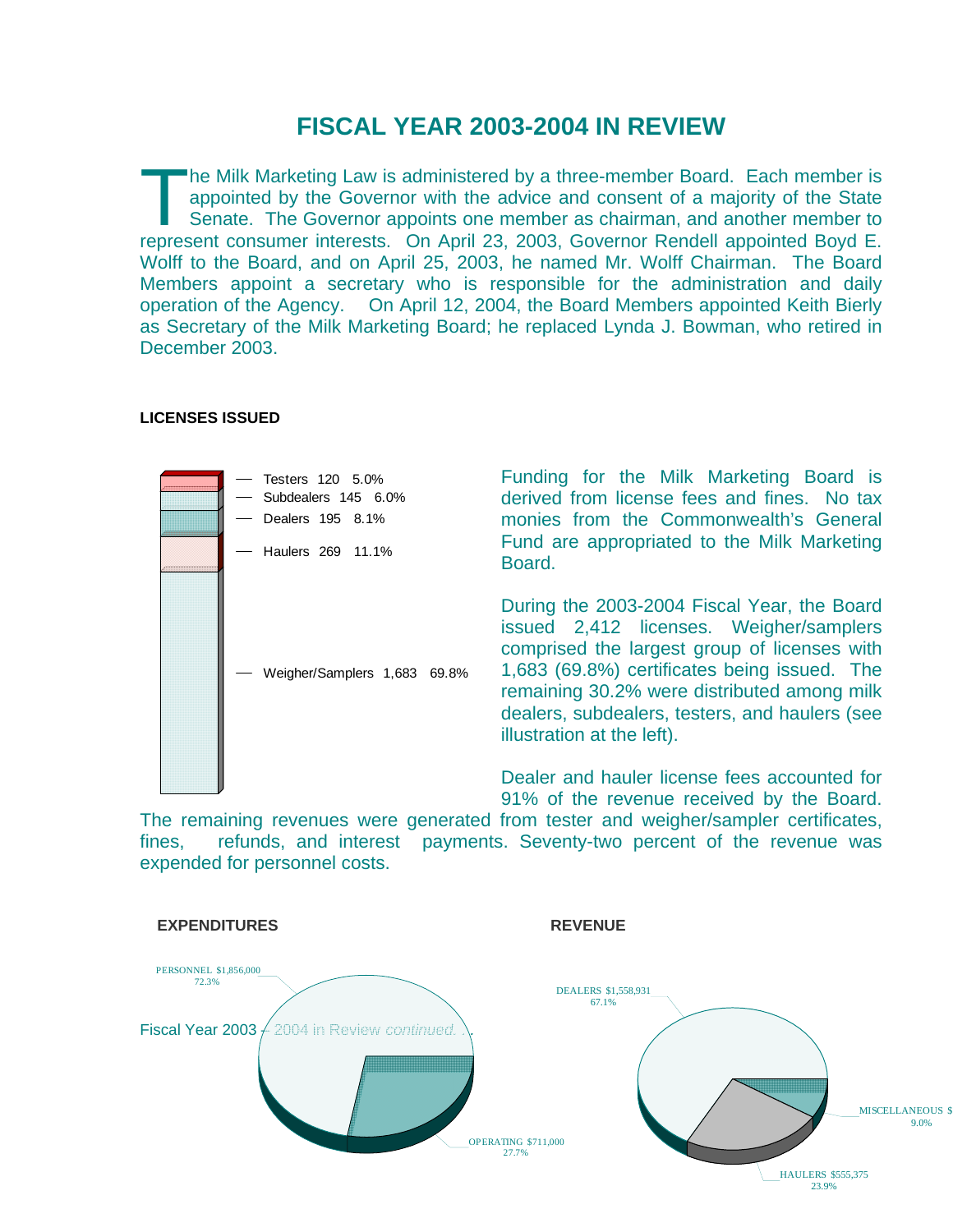# FISCAL YEAR 2003-2004 IN REVIEW

The Milk Marketing Law is administered by a three-member Board. Each member is appointed by the Governor with the advice and consent of a majority of the State Senate. The Governor appoints one member as chairman, and another member to represent consumer interests. On April 23, 2003, Governor Rendell appointed Boyd E. Wolff to the Board, and on April 25, 2003, he named Mr. Wolff Chairman. The Board Members appoint a secretary who is responsible for the administration and daily operation of the Agency. On April 12, 2004, the Board Members appointed Keith Bierly as Secretary of the Milk Marketing Board; he replaced Lynda J. Bowman, who retired in December 2003.

**LICENSES ISSUED**

| License Type | Number | Percent |
|---|---|---|
| Testers | 120 | 5.0% |
| Subdealers | 145 | 6.0% |
| Dealers | 195 | 8.1% |
| Haulers | 269 | 11.1% |
| Weigher/Samplers | 1,683 | 69.8% |

Funding for the Milk Marketing Board is derived from license fees and fines. No tax monies from the Commonwealth's General Fund are appropriated to the Milk Marketing Board.

During the 2003-2004 Fiscal Year, the Board issued 2,412 licenses. Weigher/samplers comprised the largest group of licenses with 1,683 (69.8%) certificates being issued. The remaining 30.2% were distributed among milk dealers, subdealers, testers, and haulers (see illustration at the left).

Dealer and hauler license fees accounted for 91% of the revenue received by the Board. The remaining revenues were generated from tester and weigher/sampler certificates, fines, refunds, and interest payments. Seventy-two percent of the revenue was expended for personnel costs.

**EXPENDITURES**

| Category | Amount | Percent |
|---|---|---|
| PERSONNEL | $1,856,000 | 72.3% |
| OPERATING | $711,000 | 27.7% |

**REVENUE**

| Category | Amount | Percent |
|---|---|---|
| DEALERS | $1,558,931 | 67.1% |
| HAULERS | $555,375 | 23.9% |
| MISCELLANEOUS | $ | 9.0% |

Fiscal Year 2003 – 2004 in Review *continued. . .*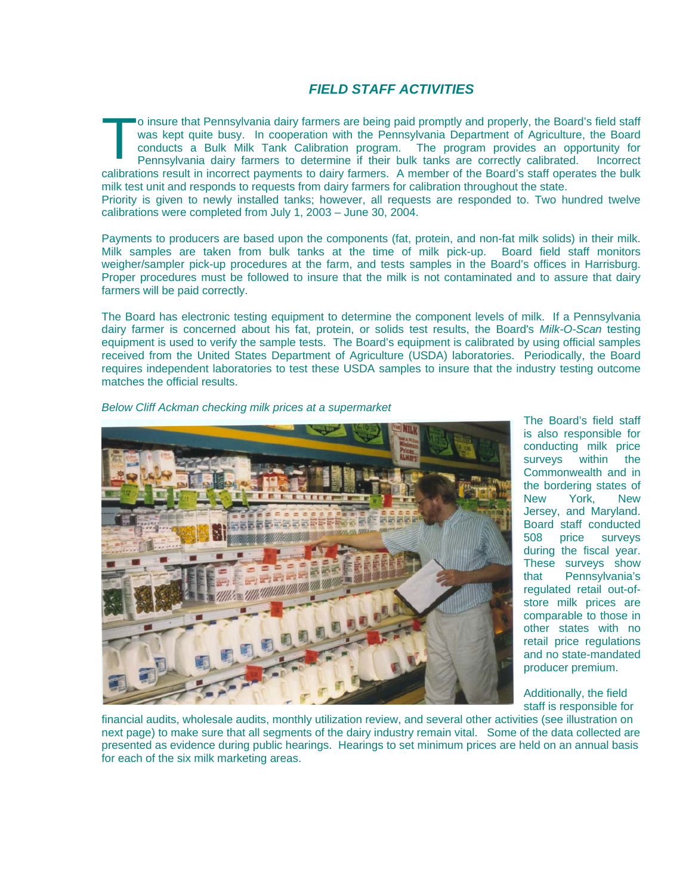## *FIELD STAFF ACTIVITIES*

To insure that Pennsylvania dairy farmers are being paid promptly and properly, the Board's field staff was kept quite busy. In cooperation with the Pennsylvania Department of Agriculture, the Board conducts a Bulk Milk Tank Calibration program. The program provides an opportunity for Pennsylvania dairy farmers to determine if their bulk tanks are correctly calibrated. Incorrect calibrations result in incorrect payments to dairy farmers. A member of the Board's staff operates the bulk milk test unit and responds to requests from dairy farmers for calibration throughout the state.
Priority is given to newly installed tanks; however, all requests are responded to. Two hundred twelve calibrations were completed from July 1, 2003 – June 30, 2004.

Payments to producers are based upon the components (fat, protein, and non-fat milk solids) in their milk. Milk samples are taken from bulk tanks at the time of milk pick-up. Board field staff monitors weigher/sampler pick-up procedures at the farm, and tests samples in the Board's offices in Harrisburg. Proper procedures must be followed to insure that the milk is not contaminated and to assure that dairy farmers will be paid correctly.

The Board has electronic testing equipment to determine the component levels of milk. If a Pennsylvania dairy farmer is concerned about his fat, protein, or solids test results, the Board's *Milk-O-Scan* testing equipment is used to verify the sample tests. The Board's equipment is calibrated by using official samples received from the United States Department of Agriculture (USDA) laboratories. Periodically, the Board requires independent laboratories to test these USDA samples to insure that the industry testing outcome matches the official results.

*Below Cliff Ackman checking milk prices at a supermarket*

The Board's field staff is also responsible for conducting milk price surveys within the Commonwealth and in the bordering states of New York, New Jersey, and Maryland. Board staff conducted 508 price surveys during the fiscal year. These surveys show that Pennsylvania's regulated retail out-of-store milk prices are comparable to those in other states with no retail price regulations and no state-mandated producer premium.

Additionally, the field staff is responsible for financial audits, wholesale audits, monthly utilization review, and several other activities (see illustration on next page) to make sure that all segments of the dairy industry remain vital. Some of the data collected are presented as evidence during public hearings. Hearings to set minimum prices are held on an annual basis for each of the six milk marketing areas.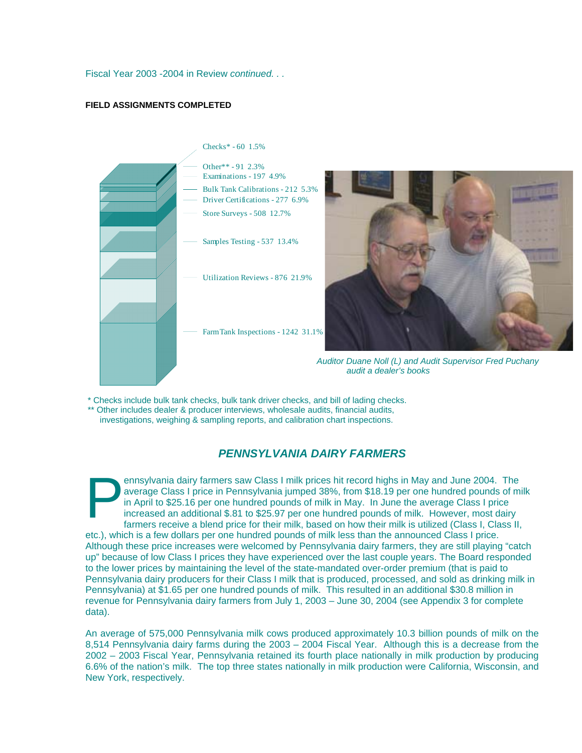Fiscal Year 2003 -2004 in Review *continued. . .*

**FIELD ASSIGNMENTS COMPLETED**

Checks* - 60 1.5%

Other** - 91 2.3%

Examinations - 197 4.9%

Bulk Tank Calibrations - 212 5.3%

Driver Certifications - 277 6.9%

Store Surveys - 508 12.7%

Samples Testing - 537 13.4%

Utilization Reviews - 876 21.9%

Farm Tank Inspections - 1242 31.1%

*Auditor Duane Noll (L) and Audit Supervisor Fred Puchany audit a dealer's books*

\* Checks include bulk tank checks, bulk tank driver checks, and bill of lading checks.

\*\* Other includes dealer & producer interviews, wholesale audits, financial audits, investigations, weighing & sampling reports, and calibration chart inspections.

## *PENNSYLVANIA DAIRY FARMERS*

Pennsylvania dairy farmers saw Class I milk prices hit record highs in May and June 2004. The average Class I price in Pennsylvania jumped 38%, from $18.19 per one hundred pounds of milk in April to $25.16 per one hundred pounds of milk in May. In June the average Class I price increased an additional $.81 to $25.97 per one hundred pounds of milk. However, most dairy farmers receive a blend price for their milk, based on how their milk is utilized (Class I, Class II, etc.), which is a few dollars per one hundred pounds of milk less than the announced Class I price. Although these price increases were welcomed by Pennsylvania dairy farmers, they are still playing "catch up" because of low Class I prices they have experienced over the last couple years. The Board responded to the lower prices by maintaining the level of the state-mandated over-order premium (that is paid to Pennsylvania dairy producers for their Class I milk that is produced, processed, and sold as drinking milk in Pennsylvania) at $1.65 per one hundred pounds of milk. This resulted in an additional $30.8 million in revenue for Pennsylvania dairy farmers from July 1, 2003 – June 30, 2004 (see Appendix 3 for complete data).

An average of 575,000 Pennsylvania milk cows produced approximately 10.3 billion pounds of milk on the 8,514 Pennsylvania dairy farms during the 2003 – 2004 Fiscal Year. Although this is a decrease from the 2002 – 2003 Fiscal Year, Pennsylvania retained its fourth place nationally in milk production by producing 6.6% of the nation's milk. The top three states nationally in milk production were California, Wisconsin, and New York, respectively.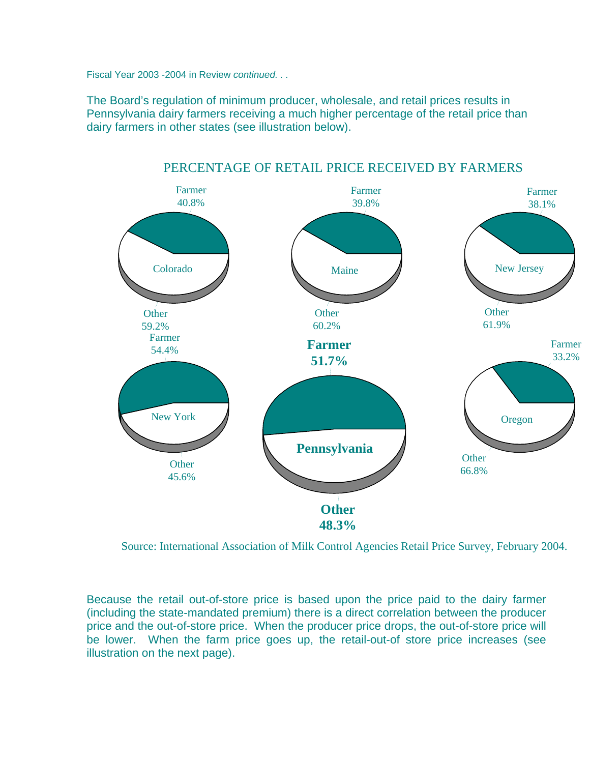Fiscal Year 2003 -2004 in Review *continued. . .*

The Board's regulation of minimum producer, wholesale, and retail prices results in Pennsylvania dairy farmers receiving a much higher percentage of the retail price than dairy farmers in other states (see illustration below).

PERCENTAGE OF RETAIL PRICE RECEIVED BY FARMERS

| State | Farmer | Other |
|---|---|---|
| Colorado | 40.8% | 59.2% |
| Maine | 39.8% | 60.2% |
| New Jersey | 38.1% | 61.9% |
| New York | 54.4% | 45.6% |
| **Pennsylvania** | **51.7%** | **48.3%** |
| Oregon | 33.2% | 66.8% |

Source: International Association of Milk Control Agencies Retail Price Survey, February 2004.

Because the retail out-of-store price is based upon the price paid to the dairy farmer (including the state-mandated premium) there is a direct correlation between the producer price and the out-of-store price. When the producer price drops, the out-of-store price will be lower. When the farm price goes up, the retail-out-of store price increases (see illustration on the next page).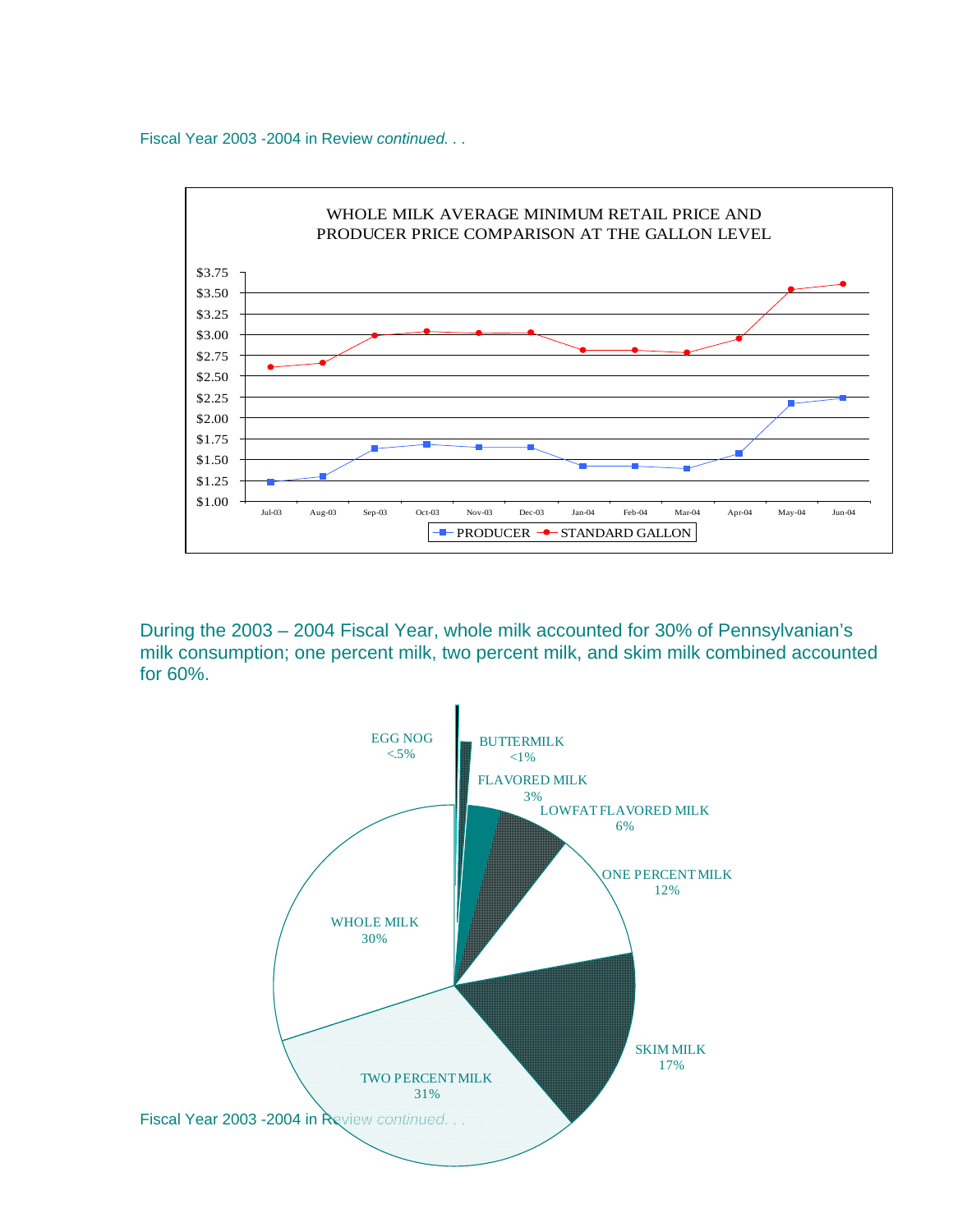Fiscal Year 2003 -2004 in Review *continued. . .*

WHOLE MILK AVERAGE MINIMUM RETAIL PRICE AND PRODUCER PRICE COMPARISON AT THE GALLON LEVEL

During the 2003 – 2004 Fiscal Year, whole milk accounted for 30% of Pennsylvanian's milk consumption; one percent milk, two percent milk, and skim milk combined accounted for 60%.

EGG NOG <.5%

BUTTERMILK <1%

FLAVORED MILK 3%

LOWFAT FLAVORED MILK 6%

ONE PERCENT MILK 12%

SKIM MILK 17%

TWO PERCENT MILK 31%

WHOLE MILK 30%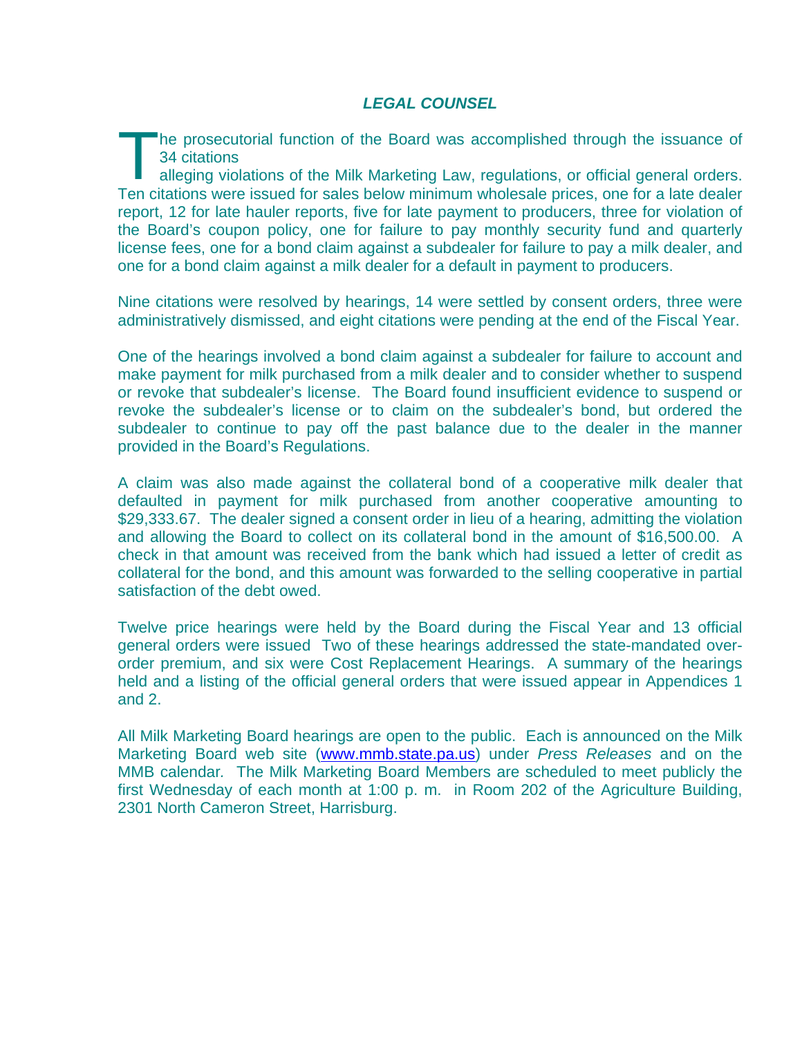## *LEGAL COUNSEL*

The prosecutorial function of the Board was accomplished through the issuance of 34 citations alleging violations of the Milk Marketing Law, regulations, or official general orders. Ten citations were issued for sales below minimum wholesale prices, one for a late dealer report, 12 for late hauler reports, five for late payment to producers, three for violation of the Board's coupon policy, one for failure to pay monthly security fund and quarterly license fees, one for a bond claim against a subdealer for failure to pay a milk dealer, and one for a bond claim against a milk dealer for a default in payment to producers.

Nine citations were resolved by hearings, 14 were settled by consent orders, three were administratively dismissed, and eight citations were pending at the end of the Fiscal Year.

One of the hearings involved a bond claim against a subdealer for failure to account and make payment for milk purchased from a milk dealer and to consider whether to suspend or revoke that subdealer's license. The Board found insufficient evidence to suspend or revoke the subdealer's license or to claim on the subdealer's bond, but ordered the subdealer to continue to pay off the past balance due to the dealer in the manner provided in the Board's Regulations.

A claim was also made against the collateral bond of a cooperative milk dealer that defaulted in payment for milk purchased from another cooperative amounting to $29,333.67. The dealer signed a consent order in lieu of a hearing, admitting the violation and allowing the Board to collect on its collateral bond in the amount of $16,500.00. A check in that amount was received from the bank which had issued a letter of credit as collateral for the bond, and this amount was forwarded to the selling cooperative in partial satisfaction of the debt owed.

Twelve price hearings were held by the Board during the Fiscal Year and 13 official general orders were issued Two of these hearings addressed the state-mandated over-order premium, and six were Cost Replacement Hearings. A summary of the hearings held and a listing of the official general orders that were issued appear in Appendices 1 and 2.

All Milk Marketing Board hearings are open to the public. Each is announced on the Milk Marketing Board web site (www.mmb.state.pa.us) under *Press Releases* and on the MMB calendar. The Milk Marketing Board Members are scheduled to meet publicly the first Wednesday of each month at 1:00 p. m. in Room 202 of the Agriculture Building, 2301 North Cameron Street, Harrisburg.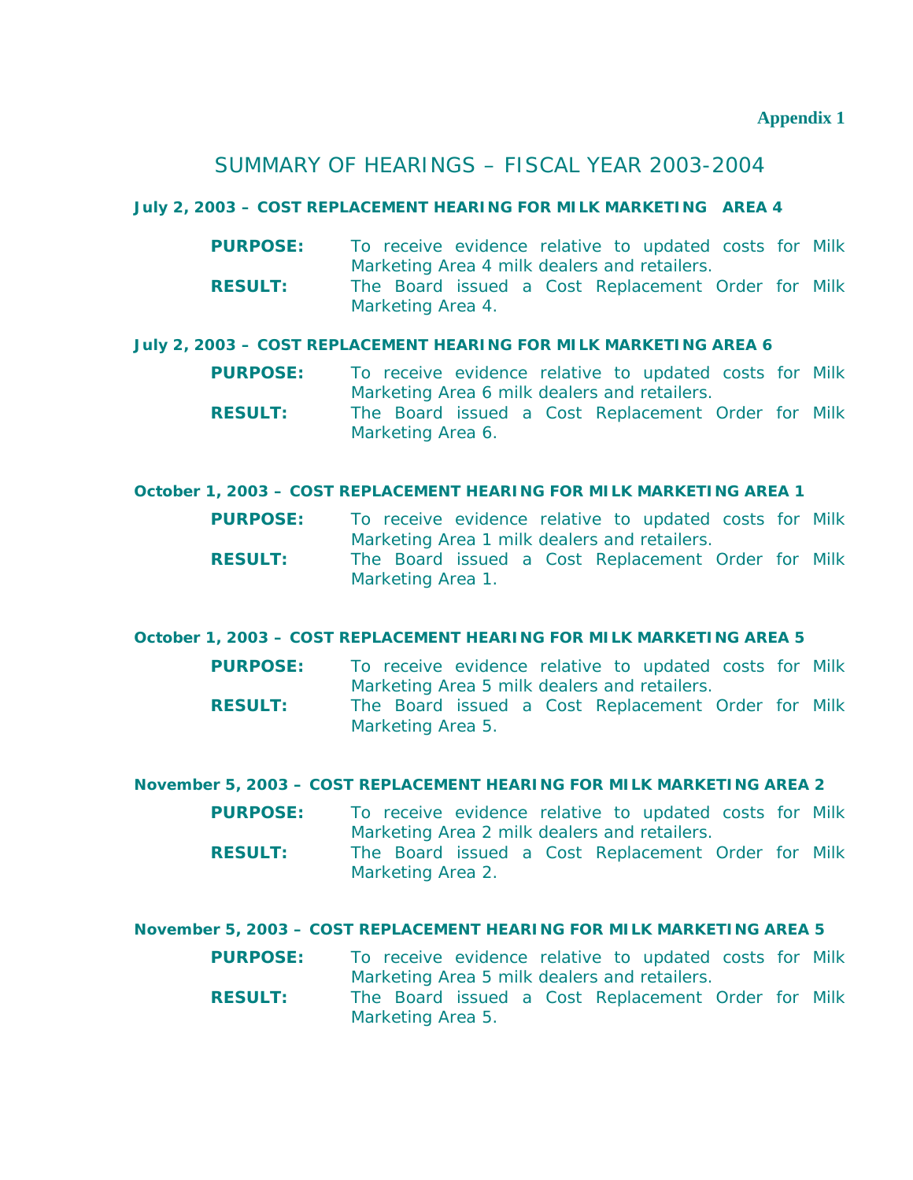**Appendix 1**

# SUMMARY OF HEARINGS – FISCAL YEAR 2003-2004

### July 2, 2003 – COST REPLACEMENT HEARING FOR MILK MARKETING AREA 4

**PURPOSE:** To receive evidence relative to updated costs for Milk Marketing Area 4 milk dealers and retailers.

**RESULT:** The Board issued a Cost Replacement Order for Milk Marketing Area 4.

### July 2, 2003 – COST REPLACEMENT HEARING FOR MILK MARKETING AREA 6

**PURPOSE:** To receive evidence relative to updated costs for Milk Marketing Area 6 milk dealers and retailers.

**RESULT:** The Board issued a Cost Replacement Order for Milk Marketing Area 6.

### October 1, 2003 – COST REPLACEMENT HEARING FOR MILK MARKETING AREA 1

**PURPOSE:** To receive evidence relative to updated costs for Milk Marketing Area 1 milk dealers and retailers.

**RESULT:** The Board issued a Cost Replacement Order for Milk Marketing Area 1.

### October 1, 2003 – COST REPLACEMENT HEARING FOR MILK MARKETING AREA 5

**PURPOSE:** To receive evidence relative to updated costs for Milk Marketing Area 5 milk dealers and retailers.

**RESULT:** The Board issued a Cost Replacement Order for Milk Marketing Area 5.

### November 5, 2003 – COST REPLACEMENT HEARING FOR MILK MARKETING AREA 2

**PURPOSE:** To receive evidence relative to updated costs for Milk Marketing Area 2 milk dealers and retailers.

**RESULT:** The Board issued a Cost Replacement Order for Milk Marketing Area 2.

### November 5, 2003 – COST REPLACEMENT HEARING FOR MILK MARKETING AREA 5

**PURPOSE:** To receive evidence relative to updated costs for Milk Marketing Area 5 milk dealers and retailers.

**RESULT:** The Board issued a Cost Replacement Order for Milk Marketing Area 5.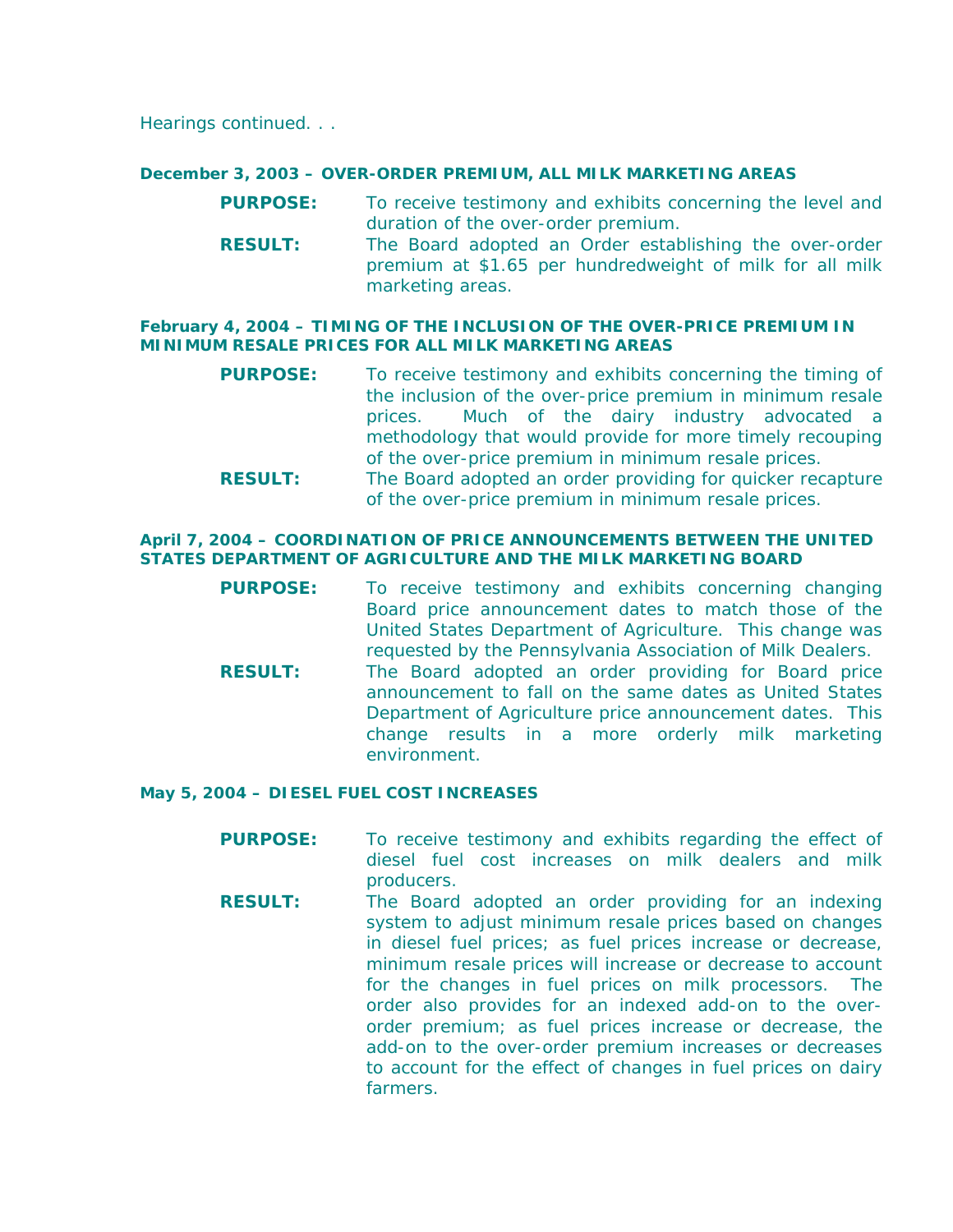Hearings continued. . .

**December 3, 2003 – OVER-ORDER PREMIUM, ALL MILK MARKETING AREAS**

**PURPOSE:** To receive testimony and exhibits concerning the level and duration of the over-order premium.

**RESULT:** The Board adopted an Order establishing the over-order premium at $1.65 per hundredweight of milk for all milk marketing areas.

**February 4, 2004 – TIMING OF THE INCLUSION OF THE OVER-PRICE PREMIUM IN MINIMUM RESALE PRICES FOR ALL MILK MARKETING AREAS**

**PURPOSE:** To receive testimony and exhibits concerning the timing of the inclusion of the over-price premium in minimum resale prices. Much of the dairy industry advocated a methodology that would provide for more timely recouping of the over-price premium in minimum resale prices.

**RESULT:** The Board adopted an order providing for quicker recapture of the over-price premium in minimum resale prices.

**April 7, 2004 – COORDINATION OF PRICE ANNOUNCEMENTS BETWEEN THE UNITED STATES DEPARTMENT OF AGRICULTURE AND THE MILK MARKETING BOARD**

**PURPOSE:** To receive testimony and exhibits concerning changing Board price announcement dates to match those of the United States Department of Agriculture. This change was requested by the Pennsylvania Association of Milk Dealers.

**RESULT:** The Board adopted an order providing for Board price announcement to fall on the same dates as United States Department of Agriculture price announcement dates. This change results in a more orderly milk marketing environment.

**May 5, 2004 – DIESEL FUEL COST INCREASES**

**PURPOSE:** To receive testimony and exhibits regarding the effect of diesel fuel cost increases on milk dealers and milk producers.

**RESULT:** The Board adopted an order providing for an indexing system to adjust minimum resale prices based on changes in diesel fuel prices; as fuel prices increase or decrease, minimum resale prices will increase or decrease to account for the changes in fuel prices on milk processors. The order also provides for an indexed add-on to the over-order premium; as fuel prices increase or decrease, the add-on to the over-order premium increases or decreases to account for the effect of changes in fuel prices on dairy farmers.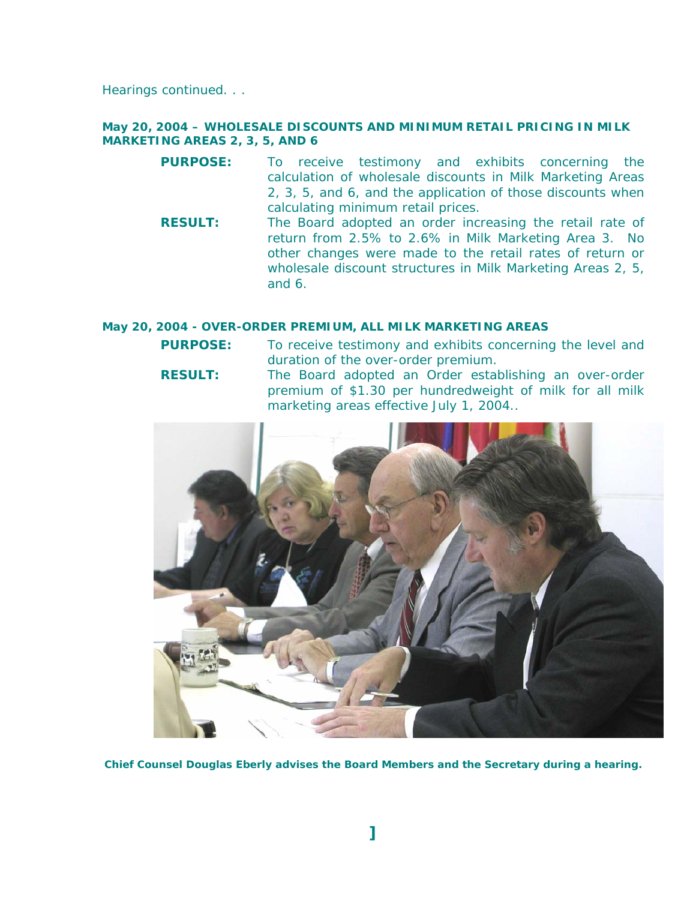Hearings continued. . .

**May 20, 2004 – WHOLESALE DISCOUNTS AND MINIMUM RETAIL PRICING IN MILK MARKETING AREAS 2, 3, 5, AND 6**

**PURPOSE:** To receive testimony and exhibits concerning the calculation of wholesale discounts in Milk Marketing Areas 2, 3, 5, and 6, and the application of those discounts when calculating minimum retail prices.

**RESULT:** The Board adopted an order increasing the retail rate of return from 2.5% to 2.6% in Milk Marketing Area 3. No other changes were made to the retail rates of return or wholesale discount structures in Milk Marketing Areas 2, 5, and 6.

**May 20, 2004 - OVER-ORDER PREMIUM, ALL MILK MARKETING AREAS**

**PURPOSE:** To receive testimony and exhibits concerning the level and duration of the over-order premium.

**RESULT:** The Board adopted an Order establishing an over-order premium of $1.30 per hundredweight of milk for all milk marketing areas effective July 1, 2004..

**Chief Counsel Douglas Eberly advises the Board Members and the Secretary during a hearing.**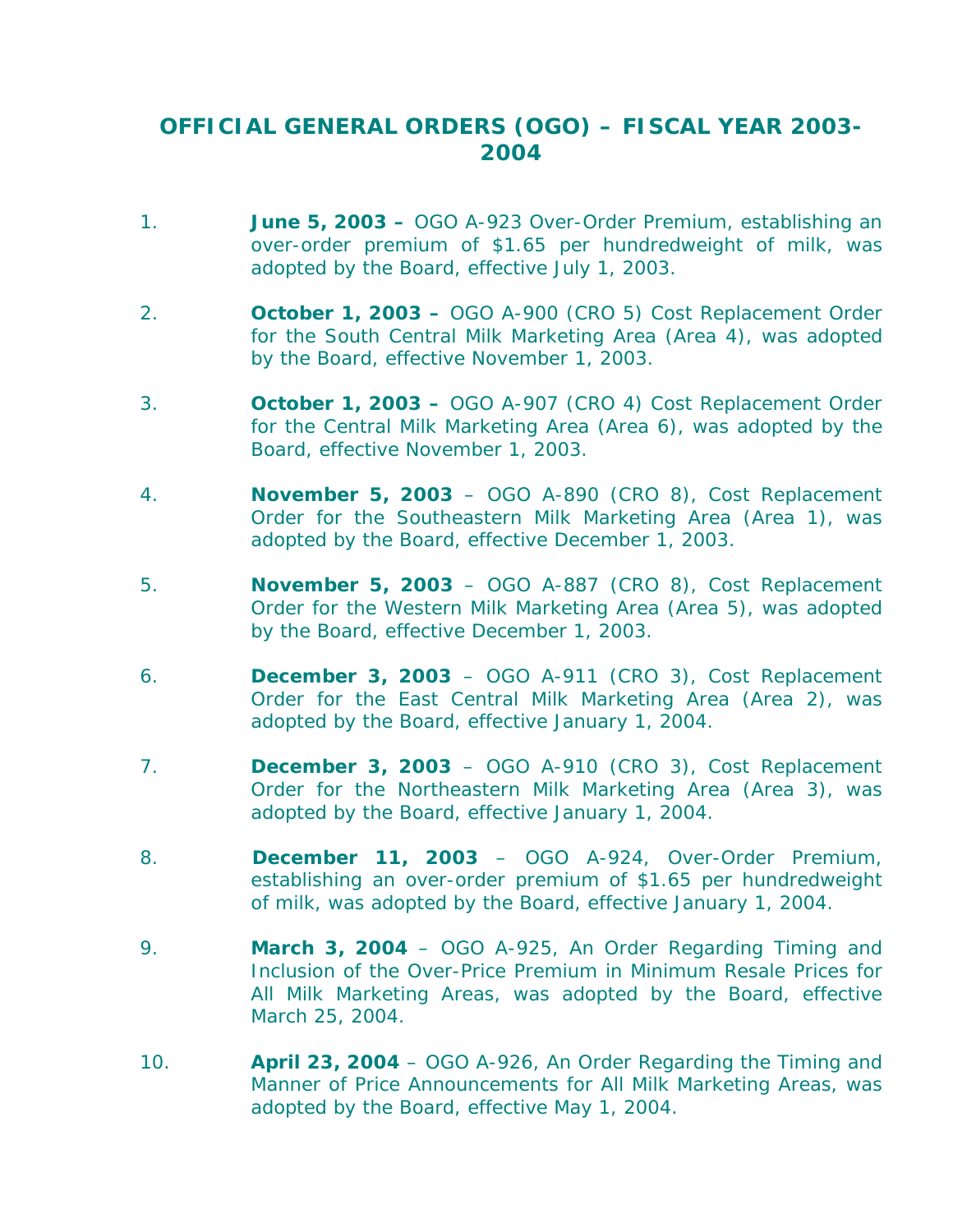# OFFICIAL GENERAL ORDERS (OGO) – FISCAL YEAR 2003-2004

1. **June 5, 2003 –** OGO A-923 Over-Order Premium, establishing an over-order premium of $1.65 per hundredweight of milk, was adopted by the Board, effective July 1, 2003.

2. **October 1, 2003 –** OGO A-900 (CRO 5) Cost Replacement Order for the South Central Milk Marketing Area (Area 4), was adopted by the Board, effective November 1, 2003.

3. **October 1, 2003 –** OGO A-907 (CRO 4) Cost Replacement Order for the Central Milk Marketing Area (Area 6), was adopted by the Board, effective November 1, 2003.

4. **November 5, 2003** – OGO A-890 (CRO 8), Cost Replacement Order for the Southeastern Milk Marketing Area (Area 1), was adopted by the Board, effective December 1, 2003.

5. **November 5, 2003** – OGO A-887 (CRO 8), Cost Replacement Order for the Western Milk Marketing Area (Area 5), was adopted by the Board, effective December 1, 2003.

6. **December 3, 2003** – OGO A-911 (CRO 3), Cost Replacement Order for the East Central Milk Marketing Area (Area 2), was adopted by the Board, effective January 1, 2004.

7. **December 3, 2003** – OGO A-910 (CRO 3), Cost Replacement Order for the Northeastern Milk Marketing Area (Area 3), was adopted by the Board, effective January 1, 2004.

8. **December 11, 2003** – OGO A-924, Over-Order Premium, establishing an over-order premium of $1.65 per hundredweight of milk, was adopted by the Board, effective January 1, 2004.

9. **March 3, 2004** – OGO A-925, An Order Regarding Timing and Inclusion of the Over-Price Premium in Minimum Resale Prices for All Milk Marketing Areas, was adopted by the Board, effective March 25, 2004.

10. **April 23, 2004** – OGO A-926, An Order Regarding the Timing and Manner of Price Announcements for All Milk Marketing Areas, was adopted by the Board, effective May 1, 2004.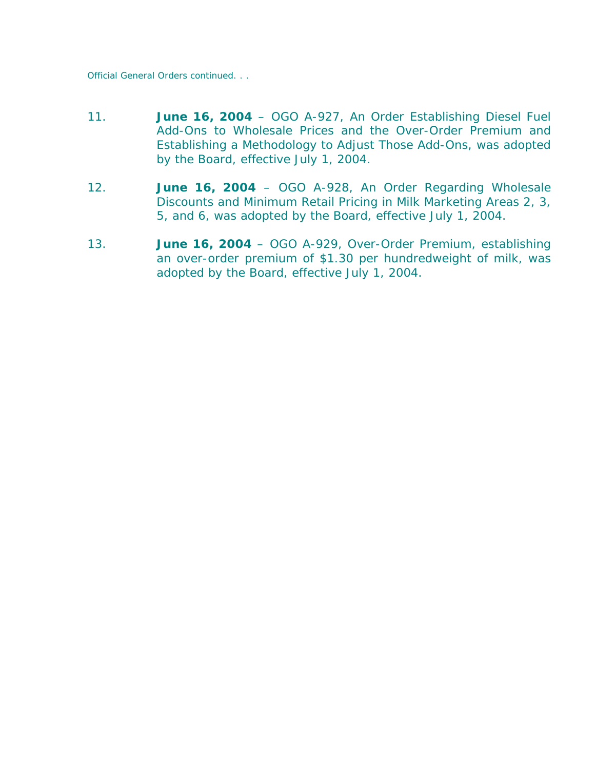Official General Orders continued. . .

11. **June 16, 2004** – OGO A-927, An Order Establishing Diesel Fuel Add-Ons to Wholesale Prices and the Over-Order Premium and Establishing a Methodology to Adjust Those Add-Ons, was adopted by the Board, effective July 1, 2004.

12. **June 16, 2004** – OGO A-928, An Order Regarding Wholesale Discounts and Minimum Retail Pricing in Milk Marketing Areas 2, 3, 5, and 6, was adopted by the Board, effective July 1, 2004.

13. **June 16, 2004** – OGO A-929, Over-Order Premium, establishing an over-order premium of $1.30 per hundredweight of milk, was adopted by the Board, effective July 1, 2004.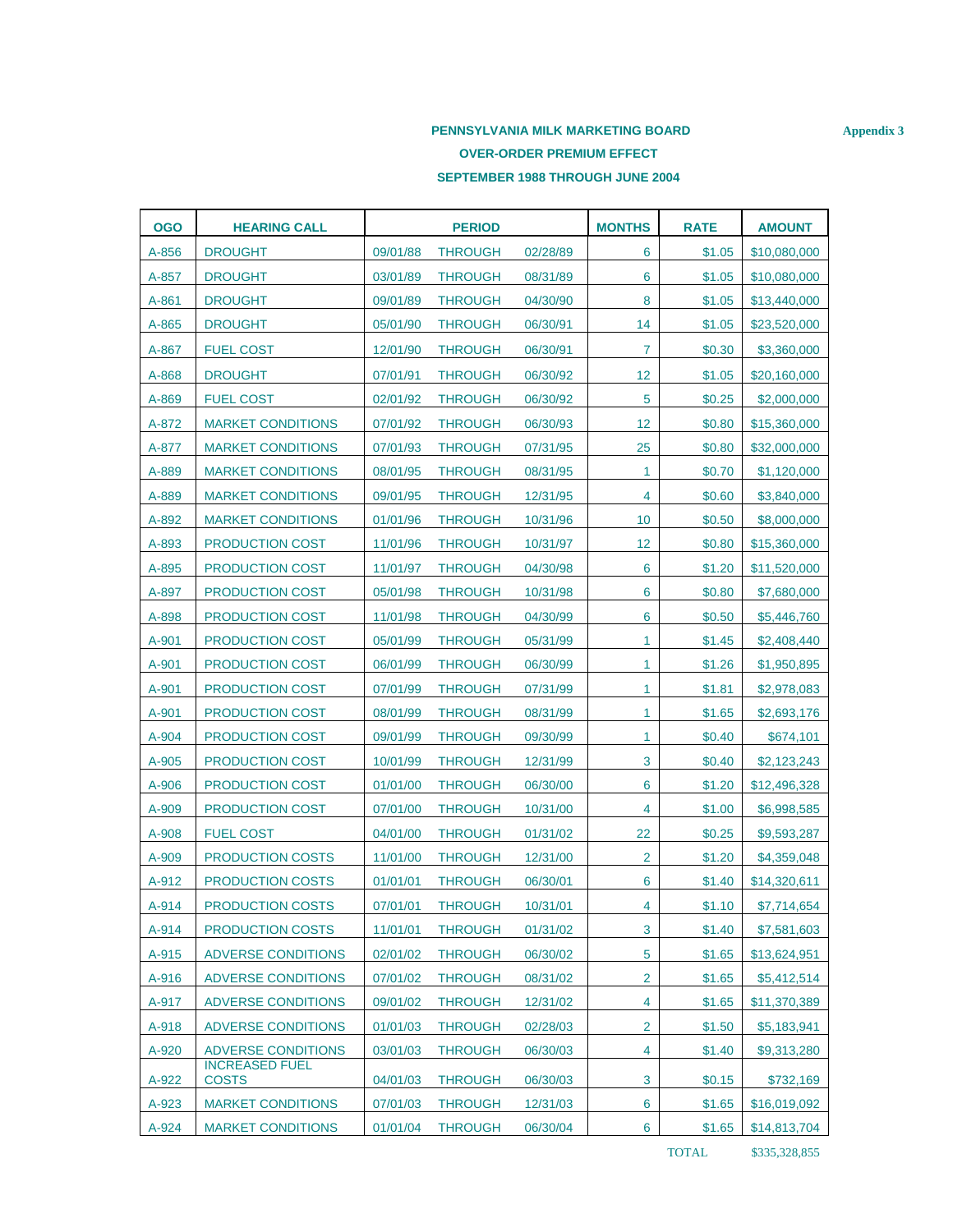**Appendix 3**

## PENNSYLVANIA MILK MARKETING BOARD
## OVER-ORDER PREMIUM EFFECT
## SEPTEMBER 1988 THROUGH JUNE 2004

| OGO | HEARING CALL | PERIOD | | | MONTHS | RATE | AMOUNT |
|---|---|---|---|---|---|---|---|
| A-856 | DROUGHT | 09/01/88 | THROUGH | 02/28/89 | 6 | $1.05 | $10,080,000 |
| A-857 | DROUGHT | 03/01/89 | THROUGH | 08/31/89 | 6 | $1.05 | $10,080,000 |
| A-861 | DROUGHT | 09/01/89 | THROUGH | 04/30/90 | 8 | $1.05 | $13,440,000 |
| A-865 | DROUGHT | 05/01/90 | THROUGH | 06/30/91 | 14 | $1.05 | $23,520,000 |
| A-867 | FUEL COST | 12/01/90 | THROUGH | 06/30/91 | 7 | $0.30 | $3,360,000 |
| A-868 | DROUGHT | 07/01/91 | THROUGH | 06/30/92 | 12 | $1.05 | $20,160,000 |
| A-869 | FUEL COST | 02/01/92 | THROUGH | 06/30/92 | 5 | $0.25 | $2,000,000 |
| A-872 | MARKET CONDITIONS | 07/01/92 | THROUGH | 06/30/93 | 12 | $0.80 | $15,360,000 |
| A-877 | MARKET CONDITIONS | 07/01/93 | THROUGH | 07/31/95 | 25 | $0.80 | $32,000,000 |
| A-889 | MARKET CONDITIONS | 08/01/95 | THROUGH | 08/31/95 | 1 | $0.70 | $1,120,000 |
| A-889 | MARKET CONDITIONS | 09/01/95 | THROUGH | 12/31/95 | 4 | $0.60 | $3,840,000 |
| A-892 | MARKET CONDITIONS | 01/01/96 | THROUGH | 10/31/96 | 10 | $0.50 | $8,000,000 |
| A-893 | PRODUCTION COST | 11/01/96 | THROUGH | 10/31/97 | 12 | $0.80 | $15,360,000 |
| A-895 | PRODUCTION COST | 11/01/97 | THROUGH | 04/30/98 | 6 | $1.20 | $11,520,000 |
| A-897 | PRODUCTION COST | 05/01/98 | THROUGH | 10/31/98 | 6 | $0.80 | $7,680,000 |
| A-898 | PRODUCTION COST | 11/01/98 | THROUGH | 04/30/99 | 6 | $0.50 | $5,446,760 |
| A-901 | PRODUCTION COST | 05/01/99 | THROUGH | 05/31/99 | 1 | $1.45 | $2,408,440 |
| A-901 | PRODUCTION COST | 06/01/99 | THROUGH | 06/30/99 | 1 | $1.26 | $1,950,895 |
| A-901 | PRODUCTION COST | 07/01/99 | THROUGH | 07/31/99 | 1 | $1.81 | $2,978,083 |
| A-901 | PRODUCTION COST | 08/01/99 | THROUGH | 08/31/99 | 1 | $1.65 | $2,693,176 |
| A-904 | PRODUCTION COST | 09/01/99 | THROUGH | 09/30/99 | 1 | $0.40 | $674,101 |
| A-905 | PRODUCTION COST | 10/01/99 | THROUGH | 12/31/99 | 3 | $0.40 | $2,123,243 |
| A-906 | PRODUCTION COST | 01/01/00 | THROUGH | 06/30/00 | 6 | $1.20 | $12,496,328 |
| A-909 | PRODUCTION COST | 07/01/00 | THROUGH | 10/31/00 | 4 | $1.00 | $6,998,585 |
| A-908 | FUEL COST | 04/01/00 | THROUGH | 01/31/02 | 22 | $0.25 | $9,593,287 |
| A-909 | PRODUCTION COSTS | 11/01/00 | THROUGH | 12/31/00 | 2 | $1.20 | $4,359,048 |
| A-912 | PRODUCTION COSTS | 01/01/01 | THROUGH | 06/30/01 | 6 | $1.40 | $14,320,611 |
| A-914 | PRODUCTION COSTS | 07/01/01 | THROUGH | 10/31/01 | 4 | $1.10 | $7,714,654 |
| A-914 | PRODUCTION COSTS | 11/01/01 | THROUGH | 01/31/02 | 3 | $1.40 | $7,581,603 |
| A-915 | ADVERSE CONDITIONS | 02/01/02 | THROUGH | 06/30/02 | 5 | $1.65 | $13,624,951 |
| A-916 | ADVERSE CONDITIONS | 07/01/02 | THROUGH | 08/31/02 | 2 | $1.65 | $5,412,514 |
| A-917 | ADVERSE CONDITIONS | 09/01/02 | THROUGH | 12/31/02 | 4 | $1.65 | $11,370,389 |
| A-918 | ADVERSE CONDITIONS | 01/01/03 | THROUGH | 02/28/03 | 2 | $1.50 | $5,183,941 |
| A-920 | ADVERSE CONDITIONS | 03/01/03 | THROUGH | 06/30/03 | 4 | $1.40 | $9,313,280 |
| A-922 | INCREASED FUEL COSTS | 04/01/03 | THROUGH | 06/30/03 | 3 | $0.15 | $732,169 |
| A-923 | MARKET CONDITIONS | 07/01/03 | THROUGH | 12/31/03 | 6 | $1.65 | $16,019,092 |
| A-924 | MARKET CONDITIONS | 01/01/04 | THROUGH | 06/30/04 | 6 | $1.65 | $14,813,704 |
| | | | | | | TOTAL | $335,328,855 |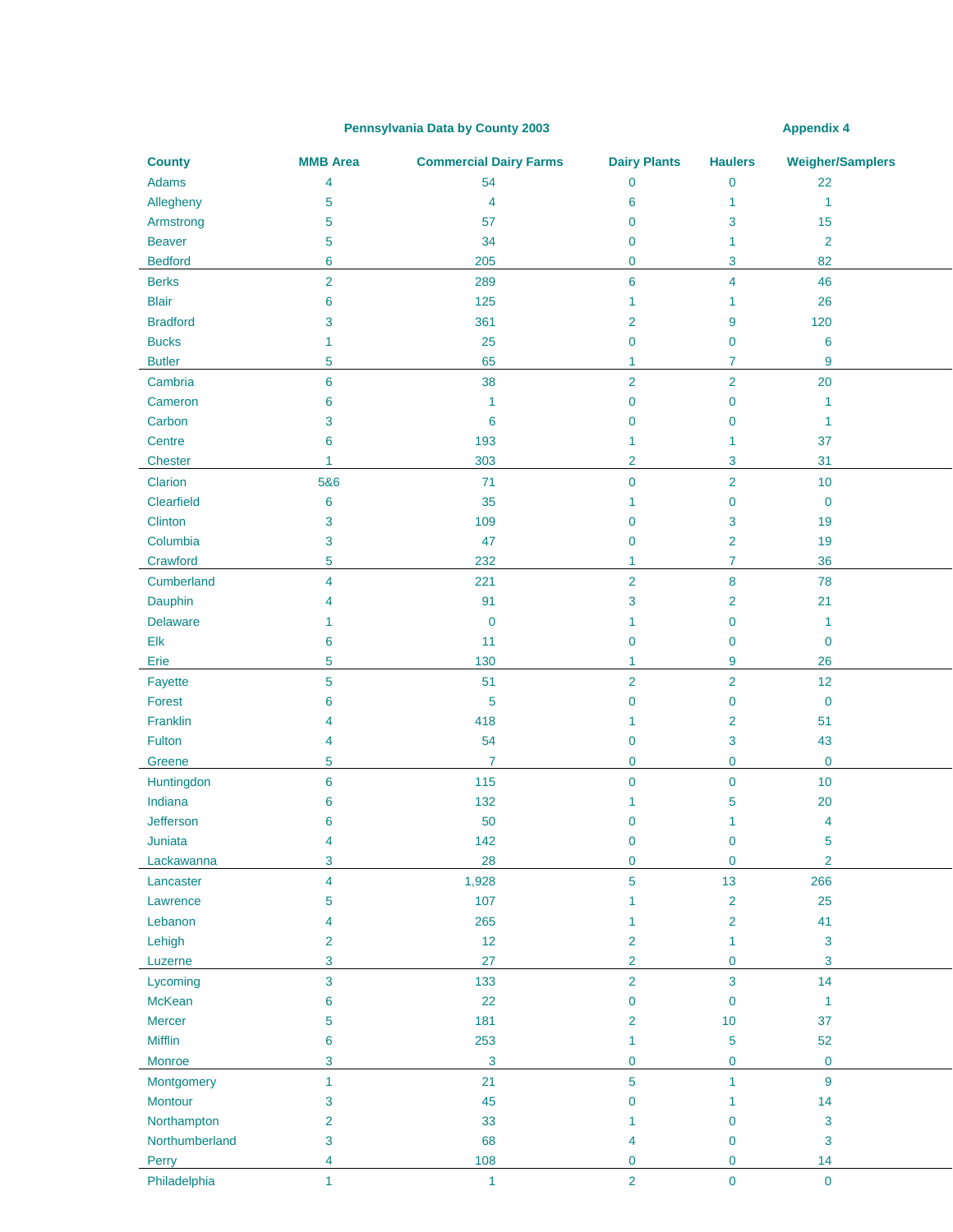**Pennsylvania Data by County 2003** **Appendix 4**

| County | MMB Area | Commercial Dairy Farms | Dairy Plants | Haulers | Weigher/Samplers |
|---|---|---|---|---|---|
| Adams | 4 | 54 | 0 | 0 | 22 |
| Allegheny | 5 | 4 | 6 | 1 | 1 |
| Armstrong | 5 | 57 | 0 | 3 | 15 |
| Beaver | 5 | 34 | 0 | 1 | 2 |
| Bedford | 6 | 205 | 0 | 3 | 82 |
| Berks | 2 | 289 | 6 | 4 | 46 |
| Blair | 6 | 125 | 1 | 1 | 26 |
| Bradford | 3 | 361 | 2 | 9 | 120 |
| Bucks | 1 | 25 | 0 | 0 | 6 |
| Butler | 5 | 65 | 1 | 7 | 9 |
| Cambria | 6 | 38 | 2 | 2 | 20 |
| Cameron | 6 | 1 | 0 | 0 | 1 |
| Carbon | 3 | 6 | 0 | 0 | 1 |
| Centre | 6 | 193 | 1 | 1 | 37 |
| Chester | 1 | 303 | 2 | 3 | 31 |
| Clarion | 5&6 | 71 | 0 | 2 | 10 |
| Clearfield | 6 | 35 | 1 | 0 | 0 |
| Clinton | 3 | 109 | 0 | 3 | 19 |
| Columbia | 3 | 47 | 0 | 2 | 19 |
| Crawford | 5 | 232 | 1 | 7 | 36 |
| Cumberland | 4 | 221 | 2 | 8 | 78 |
| Dauphin | 4 | 91 | 3 | 2 | 21 |
| Delaware | 1 | 0 | 1 | 0 | 1 |
| Elk | 6 | 11 | 0 | 0 | 0 |
| Erie | 5 | 130 | 1 | 9 | 26 |
| Fayette | 5 | 51 | 2 | 2 | 12 |
| Forest | 6 | 5 | 0 | 0 | 0 |
| Franklin | 4 | 418 | 1 | 2 | 51 |
| Fulton | 4 | 54 | 0 | 3 | 43 |
| Greene | 5 | 7 | 0 | 0 | 0 |
| Huntingdon | 6 | 115 | 0 | 0 | 10 |
| Indiana | 6 | 132 | 1 | 5 | 20 |
| Jefferson | 6 | 50 | 0 | 1 | 4 |
| Juniata | 4 | 142 | 0 | 0 | 5 |
| Lackawanna | 3 | 28 | 0 | 0 | 2 |
| Lancaster | 4 | 1,928 | 5 | 13 | 266 |
| Lawrence | 5 | 107 | 1 | 2 | 25 |
| Lebanon | 4 | 265 | 1 | 2 | 41 |
| Lehigh | 2 | 12 | 2 | 1 | 3 |
| Luzerne | 3 | 27 | 2 | 0 | 3 |
| Lycoming | 3 | 133 | 2 | 3 | 14 |
| McKean | 6 | 22 | 0 | 0 | 1 |
| Mercer | 5 | 181 | 2 | 10 | 37 |
| Mifflin | 6 | 253 | 1 | 5 | 52 |
| Monroe | 3 | 3 | 0 | 0 | 0 |
| Montgomery | 1 | 21 | 5 | 1 | 9 |
| Montour | 3 | 45 | 0 | 1 | 14 |
| Northampton | 2 | 33 | 1 | 0 | 3 |
| Northumberland | 3 | 68 | 4 | 0 | 3 |
| Perry | 4 | 108 | 0 | 0 | 14 |
| Philadelphia | 1 | 1 | 2 | 0 | 0 |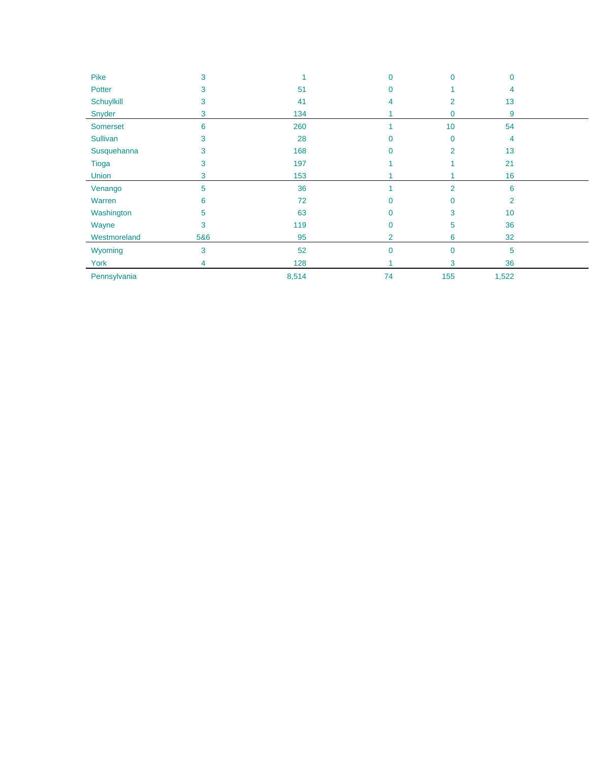| | | | | | |
|---|---|---|---|---|---|
| Pike | 3 | 1 | 0 | 0 | 0 |
| Potter | 3 | 51 | 0 | 1 | 4 |
| Schuylkill | 3 | 41 | 4 | 2 | 13 |
| Snyder | 3 | 134 | 1 | 0 | 9 |
| Somerset | 6 | 260 | 1 | 10 | 54 |
| Sullivan | 3 | 28 | 0 | 0 | 4 |
| Susquehanna | 3 | 168 | 0 | 2 | 13 |
| Tioga | 3 | 197 | 1 | 1 | 21 |
| Union | 3 | 153 | 1 | 1 | 16 |
| Venango | 5 | 36 | 1 | 2 | 6 |
| Warren | 6 | 72 | 0 | 0 | 2 |
| Washington | 5 | 63 | 0 | 3 | 10 |
| Wayne | 3 | 119 | 0 | 5 | 36 |
| Westmoreland | 5&6 | 95 | 2 | 6 | 32 |
| Wyoming | 3 | 52 | 0 | 0 | 5 |
| York | 4 | 128 | 1 | 3 | 36 |
| Pennsylvania | | 8,514 | 74 | 155 | 1,522 |